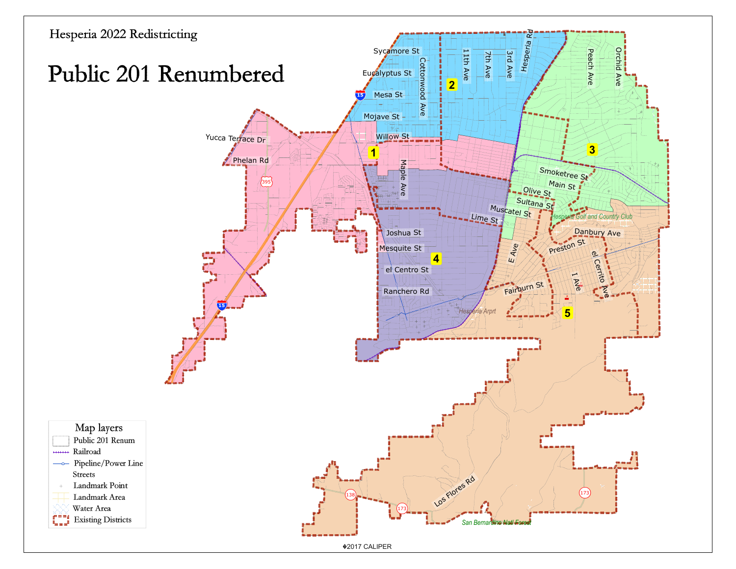Hesperia 2022 Redistricting

# Public 201 Renumbered

Map layers

- Public 201 Renum
- Railroad
- Pipeline/Power Line
- Streets
- Landmark Point
- Landmark Area
- Water Area
- Existing Districts

©2017 CALIPER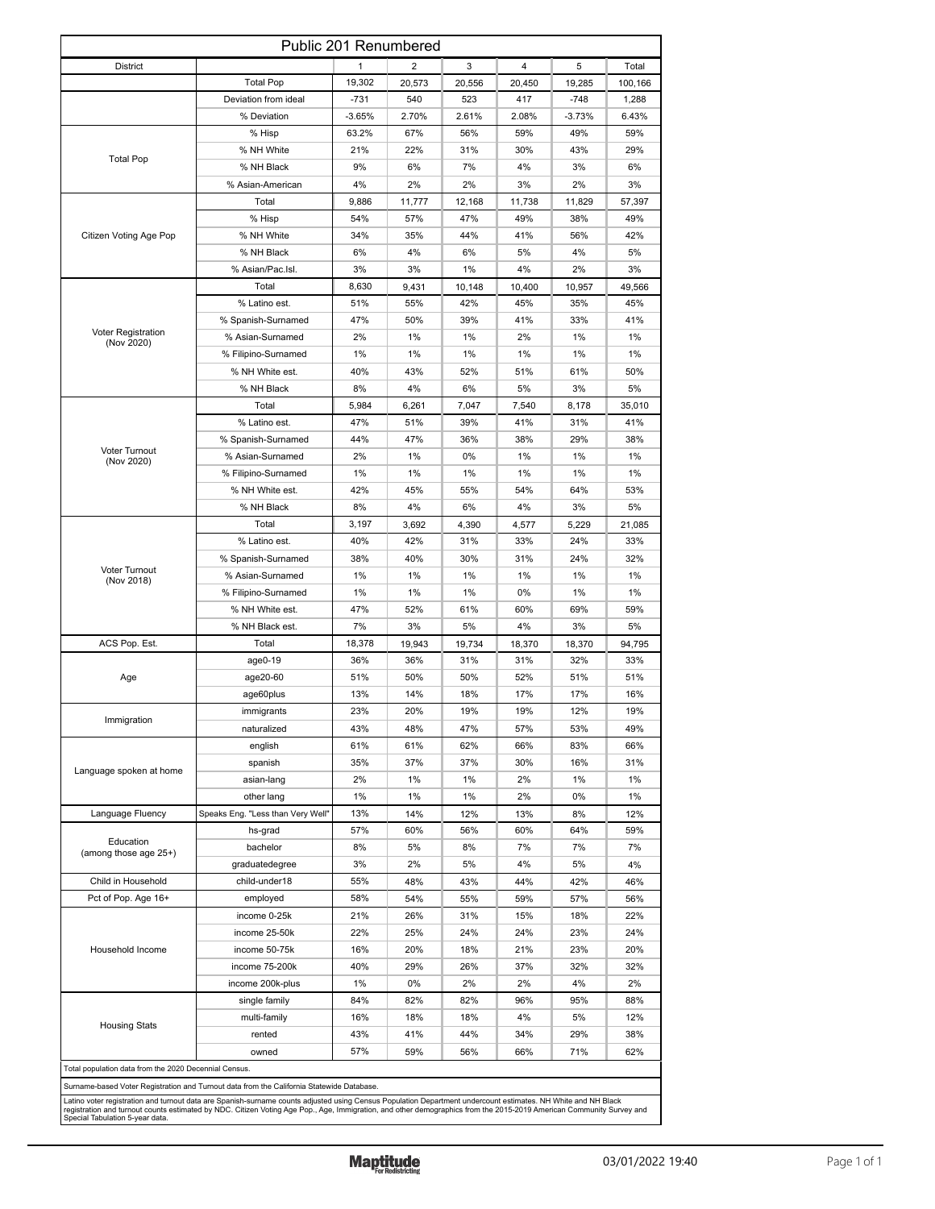# Public 201 Renumbered

| District | | 1 | 2 | 3 | 4 | 5 | Total |
|---|---|---|---|---|---|---|---|
| | Total Pop | 19,302 | 20,573 | 20,556 | 20,450 | 19,285 | 100,166 |
| | Deviation from ideal | -731 | 540 | 523 | 417 | -748 | 1,288 |
| | % Deviation | -3.65% | 2.70% | 2.61% | 2.08% | -3.73% | 6.43% |
| Total Pop | % Hisp | 63.2% | 67% | 56% | 59% | 49% | 59% |
| | % NH White | 21% | 22% | 31% | 30% | 43% | 29% |
| | % NH Black | 9% | 6% | 7% | 4% | 3% | 6% |
| | % Asian-American | 4% | 2% | 2% | 3% | 2% | 3% |
| Citizen Voting Age Pop | Total | 9,886 | 11,777 | 12,168 | 11,738 | 11,829 | 57,397 |
| | % Hisp | 54% | 57% | 47% | 49% | 38% | 49% |
| | % NH White | 34% | 35% | 44% | 41% | 56% | 42% |
| | % NH Black | 6% | 4% | 6% | 5% | 4% | 5% |
| | % Asian/Pac.Isl. | 3% | 3% | 1% | 4% | 2% | 3% |
| Voter Registration (Nov 2020) | Total | 8,630 | 9,431 | 10,148 | 10,400 | 10,957 | 49,566 |
| | % Latino est. | 51% | 55% | 42% | 45% | 35% | 45% |
| | % Spanish-Surnamed | 47% | 50% | 39% | 41% | 33% | 41% |
| | % Asian-Surnamed | 2% | 1% | 1% | 2% | 1% | 1% |
| | % Filipino-Surnamed | 1% | 1% | 1% | 1% | 1% | 1% |
| | % NH White est. | 40% | 43% | 52% | 51% | 61% | 50% |
| | % NH Black | 8% | 4% | 6% | 5% | 3% | 5% |
| Voter Turnout (Nov 2020) | Total | 5,984 | 6,261 | 7,047 | 7,540 | 8,178 | 35,010 |
| | % Latino est. | 47% | 51% | 39% | 41% | 31% | 41% |
| | % Spanish-Surnamed | 44% | 47% | 36% | 38% | 29% | 38% |
| | % Asian-Surnamed | 2% | 1% | 0% | 1% | 1% | 1% |
| | % Filipino-Surnamed | 1% | 1% | 1% | 1% | 1% | 1% |
| | % NH White est. | 42% | 45% | 55% | 54% | 64% | 53% |
| | % NH Black | 8% | 4% | 6% | 4% | 3% | 5% |
| Voter Turnout (Nov 2018) | Total | 3,197 | 3,692 | 4,390 | 4,577 | 5,229 | 21,085 |
| | % Latino est. | 40% | 42% | 31% | 33% | 24% | 33% |
| | % Spanish-Surnamed | 38% | 40% | 30% | 31% | 24% | 32% |
| | % Asian-Surnamed | 1% | 1% | 1% | 1% | 1% | 1% |
| | % Filipino-Surnamed | 1% | 1% | 1% | 0% | 1% | 1% |
| | % NH White est. | 47% | 52% | 61% | 60% | 69% | 59% |
| | % NH Black est. | 7% | 3% | 5% | 4% | 3% | 5% |
| ACS Pop. Est. | Total | 18,378 | 19,943 | 19,734 | 18,370 | 18,370 | 94,795 |
| Age | age0-19 | 36% | 36% | 31% | 31% | 32% | 33% |
| | age20-60 | 51% | 50% | 50% | 52% | 51% | 51% |
| | age60plus | 13% | 14% | 18% | 17% | 17% | 16% |
| Immigration | immigrants | 23% | 20% | 19% | 19% | 12% | 19% |
| | naturalized | 43% | 48% | 47% | 57% | 53% | 49% |
| Language spoken at home | english | 61% | 61% | 62% | 66% | 83% | 66% |
| | spanish | 35% | 37% | 37% | 30% | 16% | 31% |
| | asian-lang | 2% | 1% | 1% | 2% | 1% | 1% |
| | other lang | 1% | 1% | 1% | 2% | 0% | 1% |
| Language Fluency | Speaks Eng. "Less than Very Well" | 13% | 14% | 12% | 13% | 8% | 12% |
| Education (among those age 25+) | hs-grad | 57% | 60% | 56% | 60% | 64% | 59% |
| | bachelor | 8% | 5% | 8% | 7% | 7% | 7% |
| | graduatedegree | 3% | 2% | 5% | 4% | 5% | 4% |
| Child in Household | child-under18 | 55% | 48% | 43% | 44% | 42% | 46% |
| Pct of Pop. Age 16+ | employed | 58% | 54% | 55% | 59% | 57% | 56% |
| Household Income | income 0-25k | 21% | 26% | 31% | 15% | 18% | 22% |
| | income 25-50k | 22% | 25% | 24% | 24% | 23% | 24% |
| | income 50-75k | 16% | 20% | 18% | 21% | 23% | 20% |
| | income 75-200k | 40% | 29% | 26% | 37% | 32% | 32% |
| | income 200k-plus | 1% | 0% | 2% | 2% | 4% | 2% |
| Housing Stats | single family | 84% | 82% | 82% | 96% | 95% | 88% |
| | multi-family | 16% | 18% | 18% | 4% | 5% | 12% |
| | rented | 43% | 41% | 44% | 34% | 29% | 38% |
| | owned | 57% | 59% | 56% | 66% | 71% | 62% |

Total population data from the 2020 Decennial Census.

Surname-based Voter Registration and Turnout data from the California Statewide Database.

Latino voter registration and turnout data are Spanish-surname counts adjusted using Census Population Department undercount estimates. NH White and NH Black registration and turnout counts estimated by NDC. Citizen Voting Age Pop., Age, Immigration, and other demographics from the 2015-2019 American Community Survey and Special Tabulation 5-year data.

Maptitude For Redistricting 03/01/2022 19:40